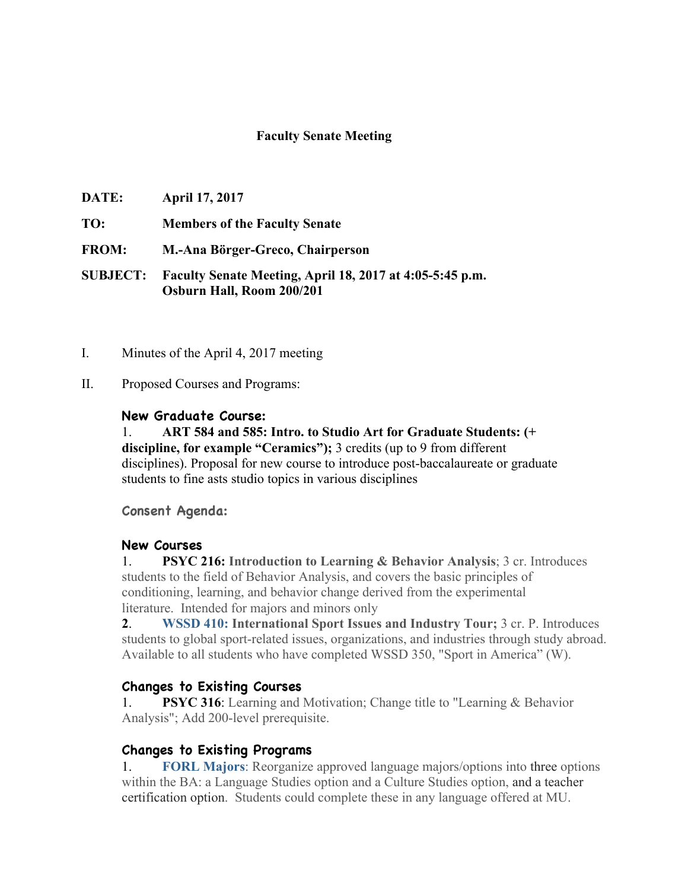# Faculty Senate Meeting

**DATE:** **April 17, 2017**

**TO:** **Members of the Faculty Senate**

**FROM:** **M.-Ana Börger-Greco, Chairperson**

**SUBJECT:** **Faculty Senate Meeting, April 18, 2017 at 4:05-5:45 p.m.**
**Osburn Hall, Room 200/201**

I. Minutes of the April 4, 2017 meeting

II. Proposed Courses and Programs:

### New Graduate Course:

1. **ART 584 and 585: Intro. to Studio Art for Graduate Students: (+ discipline, for example "Ceramics");** 3 credits (up to 9 from different disciplines). Proposal for new course to introduce post-baccalaureate or graduate students to fine asts studio topics in various disciplines

### Consent Agenda:

### New Courses

1. **PSYC 216: Introduction to Learning & Behavior Analysis**; 3 cr. Introduces students to the field of Behavior Analysis, and covers the basic principles of conditioning, learning, and behavior change derived from the experimental literature. Intended for majors and minors only
2. **WSSD 410: International Sport Issues and Industry Tour;** 3 cr. P. Introduces students to global sport-related issues, organizations, and industries through study abroad. Available to all students who have completed WSSD 350, "Sport in America" (W).

### Changes to Existing Courses

1. **PSYC 316**: Learning and Motivation; Change title to "Learning & Behavior Analysis"; Add 200-level prerequisite.

### Changes to Existing Programs

1. **FORL Majors**: Reorganize approved language majors/options into three options within the BA: a Language Studies option and a Culture Studies option, and a teacher certification option. Students could complete these in any language offered at MU.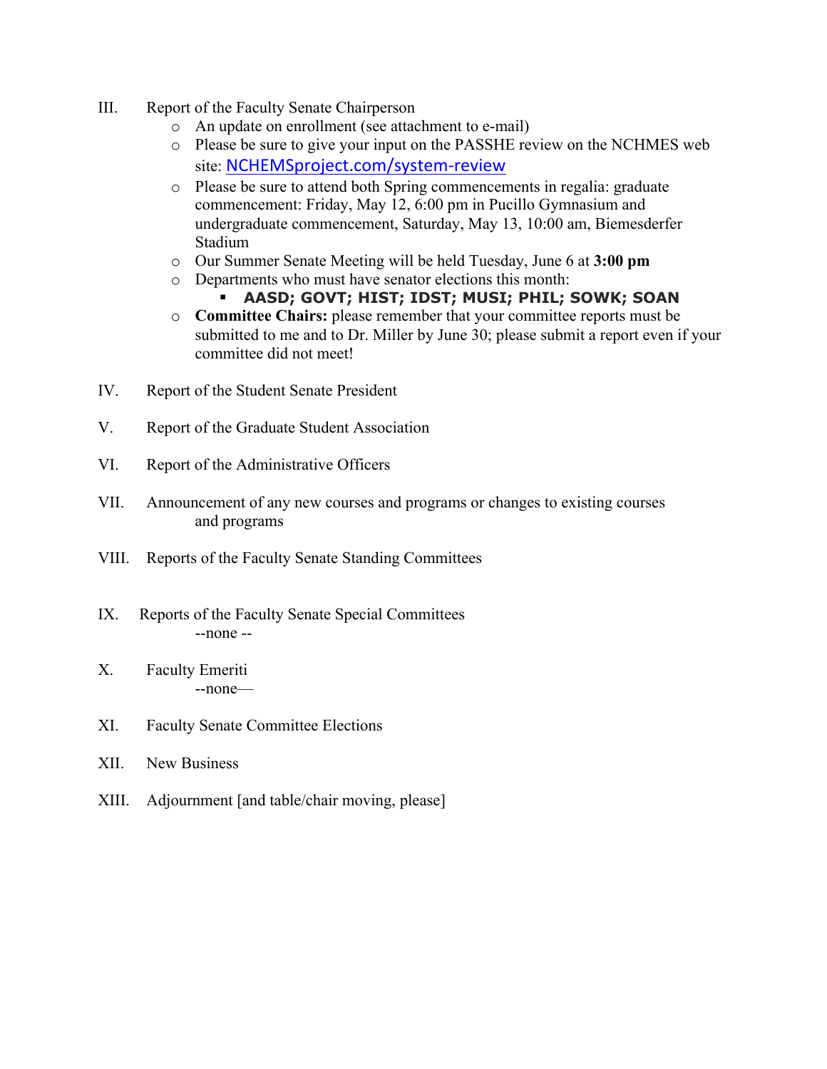III. Report of the Faculty Senate Chairperson
- An update on enrollment (see attachment to e-mail)
- Please be sure to give your input on the PASSHE review on the NCHMES web site: NCHEMSproject.com/system-review
- Please be sure to attend both Spring commencements in regalia: graduate commencement: Friday, May 12, 6:00 pm in Pucillo Gymnasium and undergraduate commencement, Saturday, May 13, 10:00 am, Biemesdorfer Stadium
- Our Summer Senate Meeting will be held Tuesday, June 6 at **3:00 pm**
- Departments who must have senator elections this month:
  - **AASD; GOVT; HIST; IDST; MUSI; PHIL; SOWK; SOAN**
- **Committee Chairs:** please remember that your committee reports must be submitted to me and to Dr. Miller by June 30; please submit a report even if your committee did not meet!

IV. Report of the Student Senate President

V. Report of the Graduate Student Association

VI. Report of the Administrative Officers

VII. Announcement of any new courses and programs or changes to existing courses and programs

VIII. Reports of the Faculty Senate Standing Committees

IX. Reports of the Faculty Senate Special Committees

--none --

X. Faculty Emeriti

--none—

XI. Faculty Senate Committee Elections

XII. New Business

XIII. Adjournment [and table/chair moving, please]